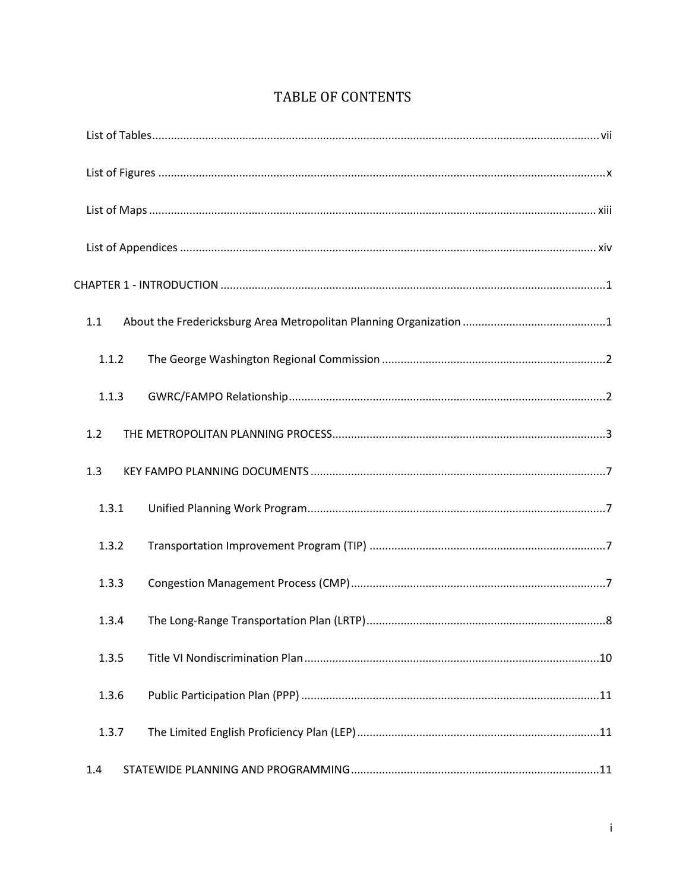# TABLE OF CONTENTS

List of Tables ..... vii

List of Figures ..... x

List of Maps ..... xiii

List of Appendices ..... xiv

CHAPTER 1 - INTRODUCTION ..... 1

- 1.1 About the Fredericksburg Area Metropolitan Planning Organization ..... 1
  - 1.1.2 The George Washington Regional Commission ..... 2
  - 1.1.3 GWRC/FAMPO Relationship ..... 2
- 1.2 THE METROPOLITAN PLANNING PROCESS ..... 3
- 1.3 KEY FAMPO PLANNING DOCUMENTS ..... 7
  - 1.3.1 Unified Planning Work Program ..... 7
  - 1.3.2 Transportation Improvement Program (TIP) ..... 7
  - 1.3.3 Congestion Management Process (CMP) ..... 7
  - 1.3.4 The Long-Range Transportation Plan (LRTP) ..... 8
  - 1.3.5 Title VI Nondiscrimination Plan ..... 10
  - 1.3.6 Public Participation Plan (PPP) ..... 11
  - 1.3.7 The Limited English Proficiency Plan (LEP) ..... 11
- 1.4 STATEWIDE PLANNING AND PROGRAMMING ..... 11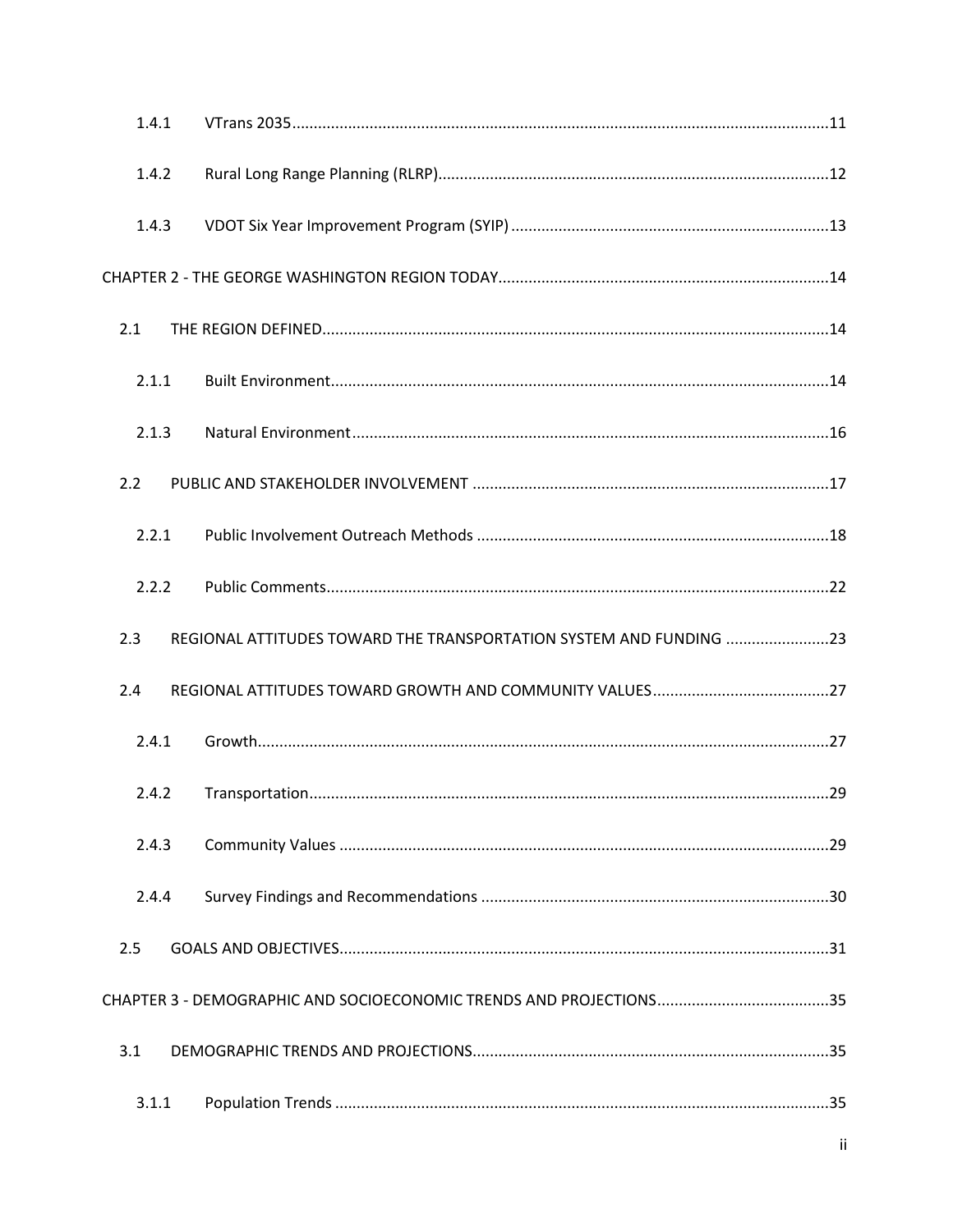1.4.1 VTrans 2035 ... 11

1.4.2 Rural Long Range Planning (RLRP) ... 12

1.4.3 VDOT Six Year Improvement Program (SYIP) ... 13

CHAPTER 2 - THE GEORGE WASHINGTON REGION TODAY ... 14

2.1 THE REGION DEFINED ... 14

2.1.1 Built Environment ... 14

2.1.3 Natural Environment ... 16

2.2 PUBLIC AND STAKEHOLDER INVOLVEMENT ... 17

2.2.1 Public Involvement Outreach Methods ... 18

2.2.2 Public Comments ... 22

2.3 REGIONAL ATTITUDES TOWARD THE TRANSPORTATION SYSTEM AND FUNDING ... 23

2.4 REGIONAL ATTITUDES TOWARD GROWTH AND COMMUNITY VALUES ... 27

2.4.1 Growth ... 27

2.4.2 Transportation ... 29

2.4.3 Community Values ... 29

2.4.4 Survey Findings and Recommendations ... 30

2.5 GOALS AND OBJECTIVES ... 31

CHAPTER 3 - DEMOGRAPHIC AND SOCIOECONOMIC TRENDS AND PROJECTIONS ... 35

3.1 DEMOGRAPHIC TRENDS AND PROJECTIONS ... 35

3.1.1 Population Trends ... 35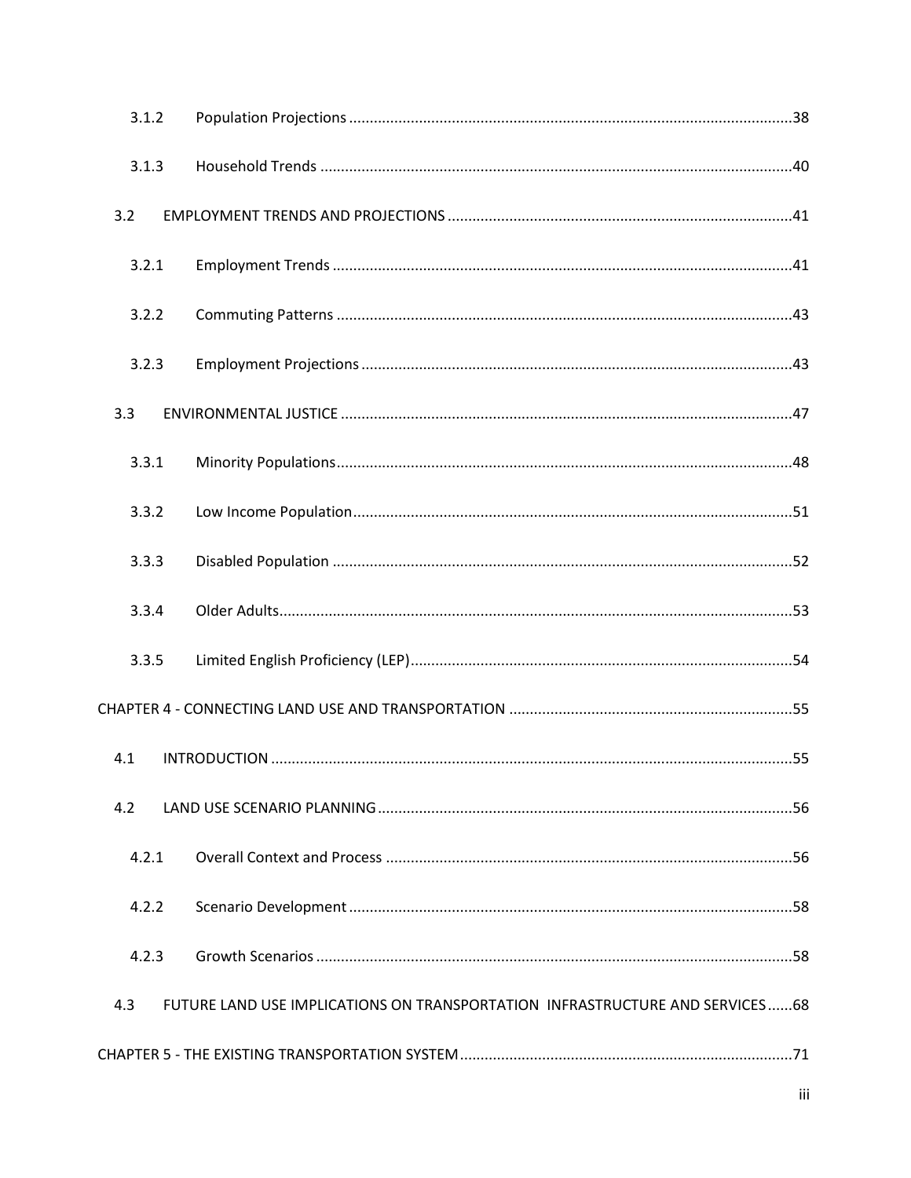3.1.2 Population Projections ....................................................................................................... 38

3.1.3 Household Trends ............................................................................................................ 40

3.2 EMPLOYMENT TRENDS AND PROJECTIONS ..................................................................... 41

3.2.1 Employment Trends ......................................................................................................... 41

3.2.2 Commuting Patterns ........................................................................................................ 43

3.2.3 Employment Projections .................................................................................................. 43

3.3 ENVIRONMENTAL JUSTICE ................................................................................................ 47

3.3.1 Minority Populations ........................................................................................................ 48

3.3.2 Low Income Population .................................................................................................... 51

3.3.3 Disabled Population ......................................................................................................... 52

3.3.4 Older Adults ...................................................................................................................... 53

3.3.5 Limited English Proficiency (LEP) ...................................................................................... 54

CHAPTER 4 - CONNECTING LAND USE AND TRANSPORTATION ........................................................ 55

4.1 INTRODUCTION ................................................................................................................ 55

4.2 LAND USE SCENARIO PLANNING ...................................................................................... 56

4.2.1 Overall Context and Process ............................................................................................ 56

4.2.2 Scenario Development ..................................................................................................... 58

4.2.3 Growth Scenarios ............................................................................................................. 58

4.3 FUTURE LAND USE IMPLICATIONS ON TRANSPORTATION INFRASTRUCTURE AND SERVICES ...... 68

CHAPTER 5 - THE EXISTING TRANSPORTATION SYSTEM ................................................................... 71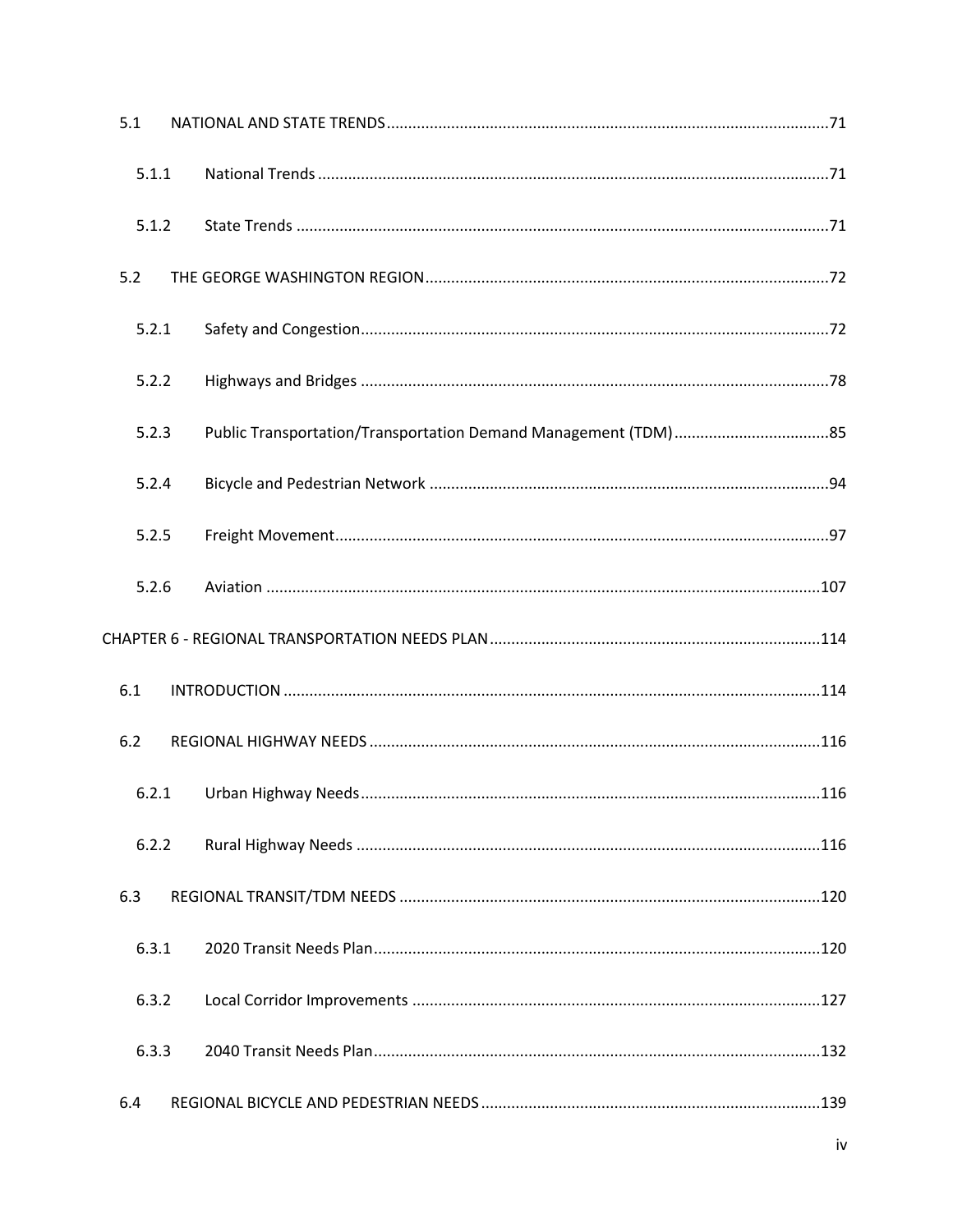5.1 NATIONAL AND STATE TRENDS ..... 71

5.1.1 National Trends ..... 71

5.1.2 State Trends ..... 71

5.2 THE GEORGE WASHINGTON REGION ..... 72

5.2.1 Safety and Congestion ..... 72

5.2.2 Highways and Bridges ..... 78

5.2.3 Public Transportation/Transportation Demand Management (TDM) ..... 85

5.2.4 Bicycle and Pedestrian Network ..... 94

5.2.5 Freight Movement ..... 97

5.2.6 Aviation ..... 107

CHAPTER 6 - REGIONAL TRANSPORTATION NEEDS PLAN ..... 114

6.1 INTRODUCTION ..... 114

6.2 REGIONAL HIGHWAY NEEDS ..... 116

6.2.1 Urban Highway Needs ..... 116

6.2.2 Rural Highway Needs ..... 116

6.3 REGIONAL TRANSIT/TDM NEEDS ..... 120

6.3.1 2020 Transit Needs Plan ..... 120

6.3.2 Local Corridor Improvements ..... 127

6.3.3 2040 Transit Needs Plan ..... 132

6.4 REGIONAL BICYCLE AND PEDESTRIAN NEEDS ..... 139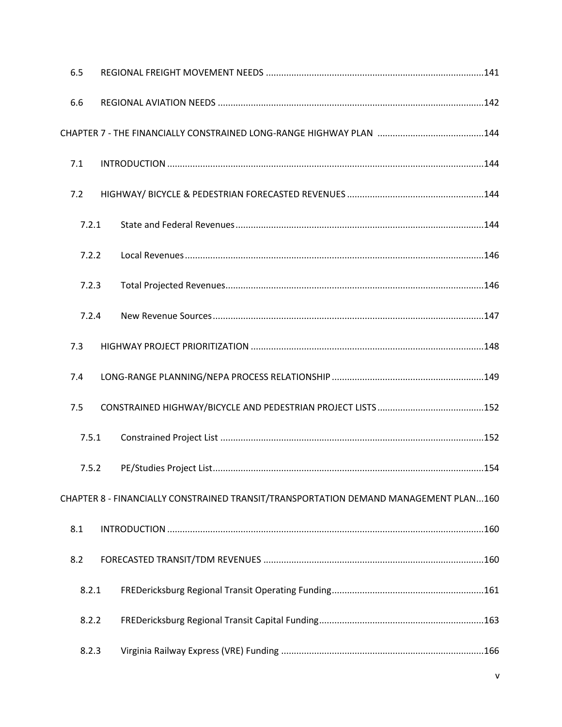6.5 REGIONAL FREIGHT MOVEMENT NEEDS ....................................................................................141

6.6 REGIONAL AVIATION NEEDS .......................................................................................................142

CHAPTER 7 - THE FINANCIALLY CONSTRAINED LONG-RANGE HIGHWAY PLAN ..........................................144

7.1 INTRODUCTION ..........................................................................................................................144

7.2 HIGHWAY/ BICYCLE & PEDESTRIAN FORECASTED REVENUES .....................................................144

7.2.1 State and Federal Revenues................................................................................................144

7.2.2 Local Revenues....................................................................................................................146

7.2.3 Total Projected Revenues....................................................................................................146

7.2.4 New Revenue Sources.........................................................................................................147

7.3 HIGHWAY PROJECT PRIORITIZATION ..........................................................................................148

7.4 LONG-RANGE PLANNING/NEPA PROCESS RELATIONSHIP ...........................................................149

7.5 CONSTRAINED HIGHWAY/BICYCLE AND PEDESTRIAN PROJECT LISTS ..........................................152

7.5.1 Constrained Project List ......................................................................................................152

7.5.2 PE/Studies Project List.........................................................................................................154

CHAPTER 8 - FINANCIALLY CONSTRAINED TRANSIT/TRANSPORTATION DEMAND MANAGEMENT PLAN...160

8.1 INTRODUCTION ..........................................................................................................................160

8.2 FORECASTED TRANSIT/TDM REVENUES .....................................................................................160

8.2.1 FREDericksburg Regional Transit Operating Funding...........................................................161

8.2.2 FREDericksburg Regional Transit Capital Funding................................................................163

8.2.3 Virginia Railway Express (VRE) Funding ...............................................................................166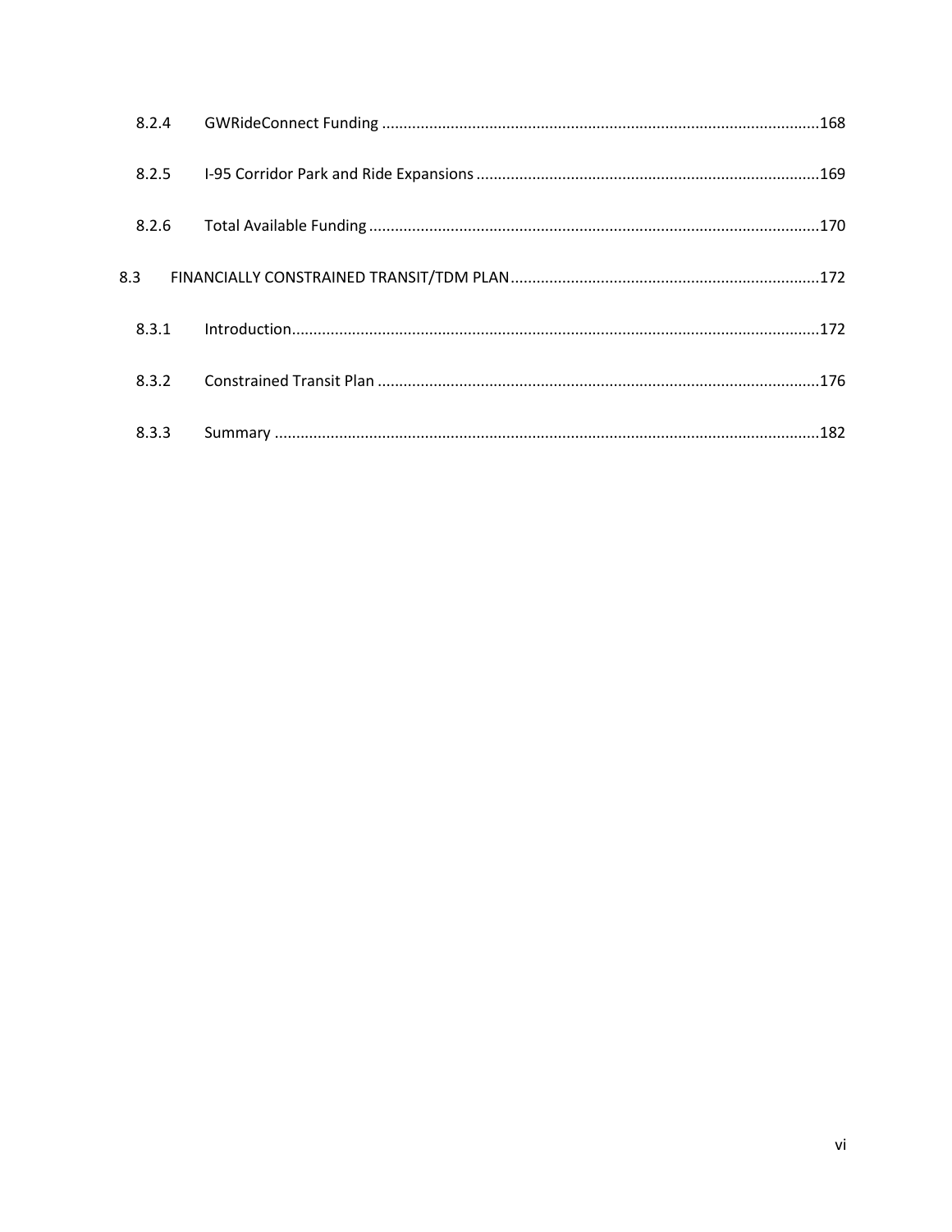8.2.4 GWRideConnect Funding ....................................................................................................168

8.2.5 I-95 Corridor Park and Ride Expansions ..............................................................................169

8.2.6 Total Available Funding ........................................................................................................170

8.3 FINANCIALLY CONSTRAINED TRANSIT/TDM PLAN ......................................................................172

8.3.1 Introduction..........................................................................................................................172

8.3.2 Constrained Transit Plan ......................................................................................................176

8.3.3 Summary ..............................................................................................................................182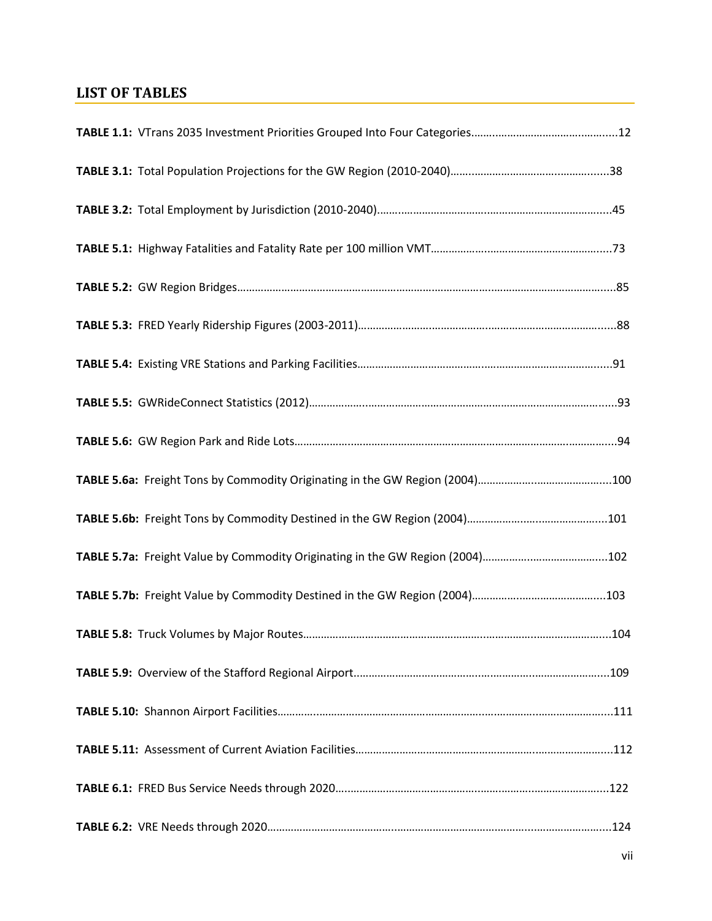## LIST OF TABLES

**TABLE 1.1:** VTrans 2035 Investment Priorities Grouped Into Four Categories.........................................12

**TABLE 3.1:** Total Population Projections for the GW Region (2010-2040)...............................................38

**TABLE 3.2:** Total Employment by Jurisdiction (2010-2040).......................................................................45

**TABLE 5.1:** Highway Fatalities and Fatality Rate per 100 million VMT......................................................73

**TABLE 5.2:** GW Region Bridges...................................................................................................................85

**TABLE 5.3:** FRED Yearly Ridership Figures (2003-2011).............................................................................88

**TABLE 5.4:** Existing VRE Stations and Parking Facilities..............................................................................91

**TABLE 5.5:** GWRideConnect Statistics (2012)..............................................................................................93

**TABLE 5.6:** GW Region Park and Ride Lots...................................................................................................94

**TABLE 5.6a:** Freight Tons by Commodity Originating in the GW Region (2004)......................................100

**TABLE 5.6b:** Freight Tons by Commodity Destined in the GW Region (2004)..........................................101

**TABLE 5.7a:** Freight Value by Commodity Originating in the GW Region (2004).....................................102

**TABLE 5.7b:** Freight Value by Commodity Destined in the GW Region (2004).........................................103

**TABLE 5.8:** Truck Volumes by Major Routes..............................................................................................104

**TABLE 5.9:** Overview of the Stafford Regional Airport..............................................................................109

**TABLE 5.10:** Shannon Airport Facilities......................................................................................................111

**TABLE 5.11:** Assessment of Current Aviation Facilities.............................................................................112

**TABLE 6.1:** FRED Bus Service Needs through 2020...................................................................................122

**TABLE 6.2:** VRE Needs through 2020..........................................................................................................124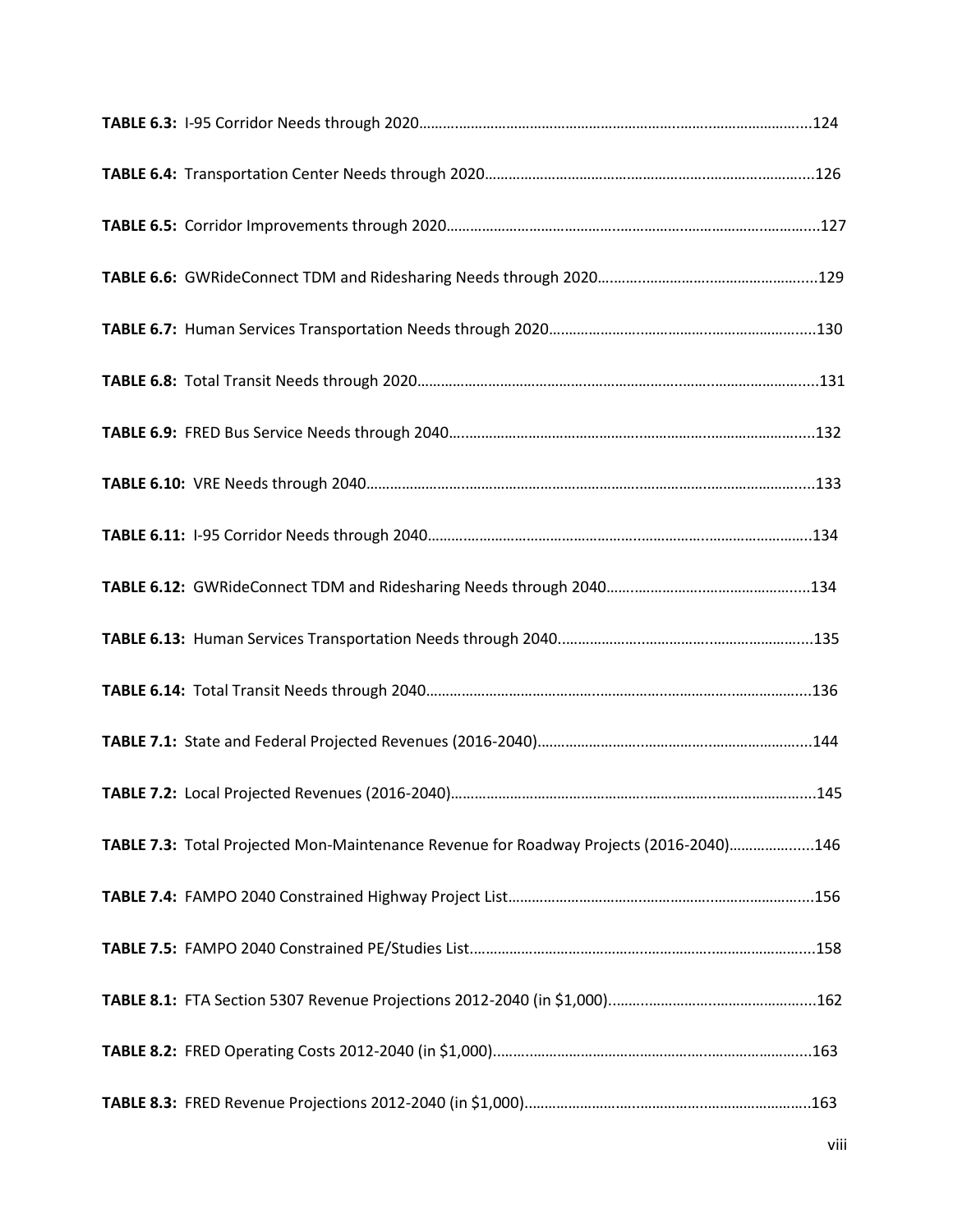**TABLE 6.3:** I-95 Corridor Needs through 2020.....................................................................124

**TABLE 6.4:** Transportation Center Needs through 2020.........................................................126

**TABLE 6.5:** Corridor Improvements through 2020..................................................................127

**TABLE 6.6:** GWRideConnect TDM and Ridesharing Needs through 2020...............................129

**TABLE 6.7:** Human Services Transportation Needs through 2020..........................................130

**TABLE 6.8:** Total Transit Needs through 2020.......................................................................131

**TABLE 6.9:** FRED Bus Service Needs through 2040................................................................132

**TABLE 6.10:** VRE Needs through 2040...................................................................................133

**TABLE 6.11:** I-95 Corridor Needs through 2040.....................................................................134

**TABLE 6.12:** GWRideConnect TDM and Ridesharing Needs through 2040.............................134

**TABLE 6.13:** Human Services Transportation Needs through 2040........................................135

**TABLE 6.14:** Total Transit Needs through 2040......................................................................136

**TABLE 7.1:** State and Federal Projected Revenues (2016-2040).............................................144

**TABLE 7.2:** Local Projected Revenues (2016-2040)................................................................145

**TABLE 7.3:** Total Projected Mon-Maintenance Revenue for Roadway Projects (2016-2040)..........146

**TABLE 7.4:** FAMPO 2040 Constrained Highway Project List....................................................156

**TABLE 7.5:** FAMPO 2040 Constrained PE/Studies List.............................................................158

**TABLE 8.1:** FTA Section 5307 Revenue Projections 2012-2040 (in $1,000)...............................162

**TABLE 8.2:** FRED Operating Costs 2012-2040 (in $1,000).........................................................163

**TABLE 8.3:** FRED Revenue Projections 2012-2040 (in $1,000)..................................................163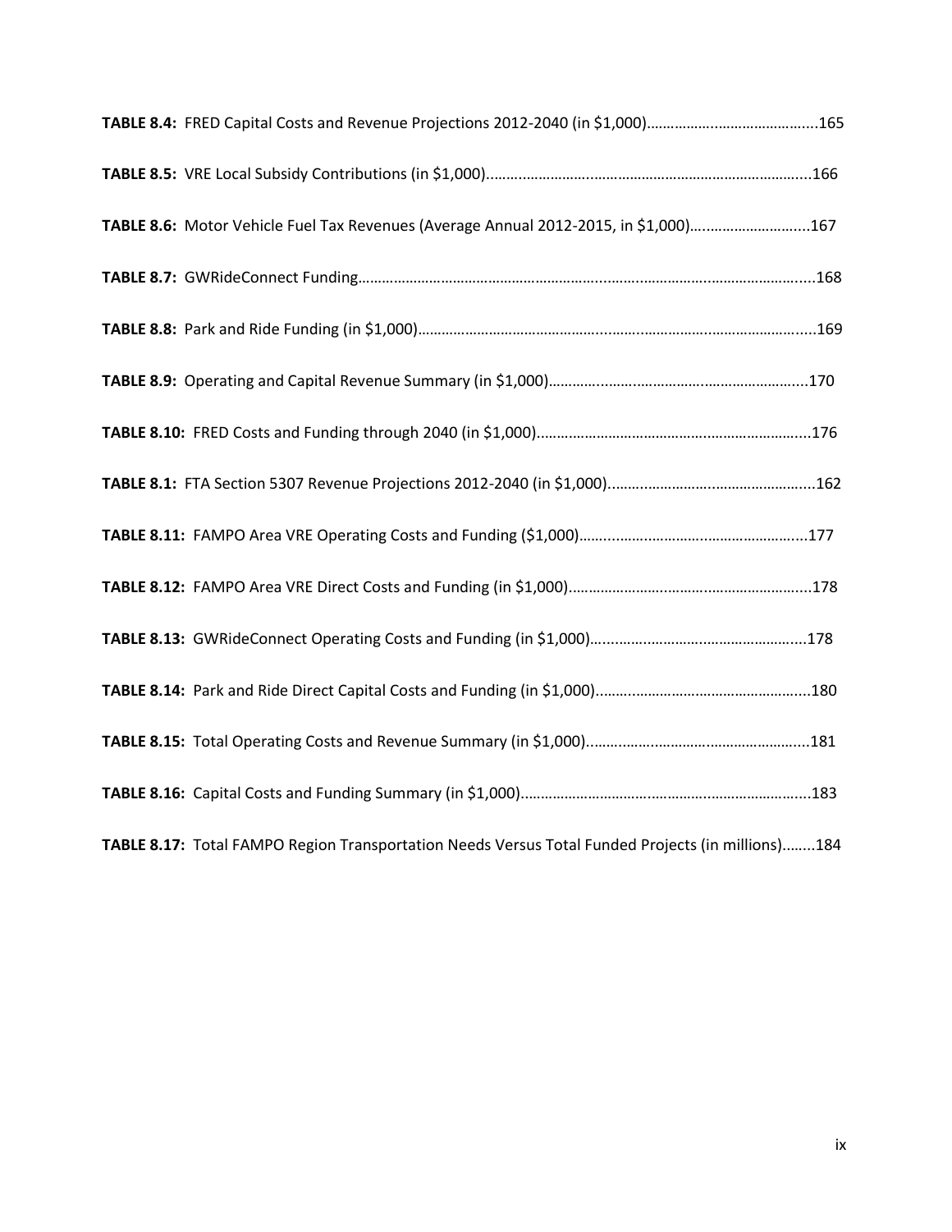**TABLE 8.4:** FRED Capital Costs and Revenue Projections 2012-2040 (in $1,000)……………………………………..165

**TABLE 8.5:** VRE Local Subsidy Contributions (in $1,000)...........................................................................166

**TABLE 8.6:** Motor Vehicle Fuel Tax Revenues (Average Annual 2012-2015, in $1,000)…..........................167

**TABLE 8.7:** GWRideConnect Funding……………………………………………………………………………………………...168

**TABLE 8.8:** Park and Ride Funding (in $1,000)……………………………………………………………………………….....169

**TABLE 8.9:** Operating and Capital Revenue Summary (in $1,000)………………………………………………………..170

**TABLE 8.10:** FRED Costs and Funding through 2040 (in $1,000)...................................................................176

**TABLE 8.1:** FTA Section 5307 Revenue Projections 2012-2040 (in $1,000)...................................................162

**TABLE 8.11:** FAMPO Area VRE Operating Costs and Funding ($1,000)………………………………………………...177

**TABLE 8.12:** FAMPO Area VRE Direct Costs and Funding (in $1,000)……………………………………………………178

**TABLE 8.13:** GWRideConnect Operating Costs and Funding (in $1,000)…..................................................178

**TABLE 8.14:** Park and Ride Direct Capital Costs and Funding (in $1,000)....................................................180

**TABLE 8.15:** Total Operating Costs and Revenue Summary (in $1,000)………………………………………………..181

**TABLE 8.16:** Capital Costs and Funding Summary (in $1,000)………………………………………………………………183

**TABLE 8.17:** Total FAMPO Region Transportation Needs Versus Total Funded Projects (in millions)........184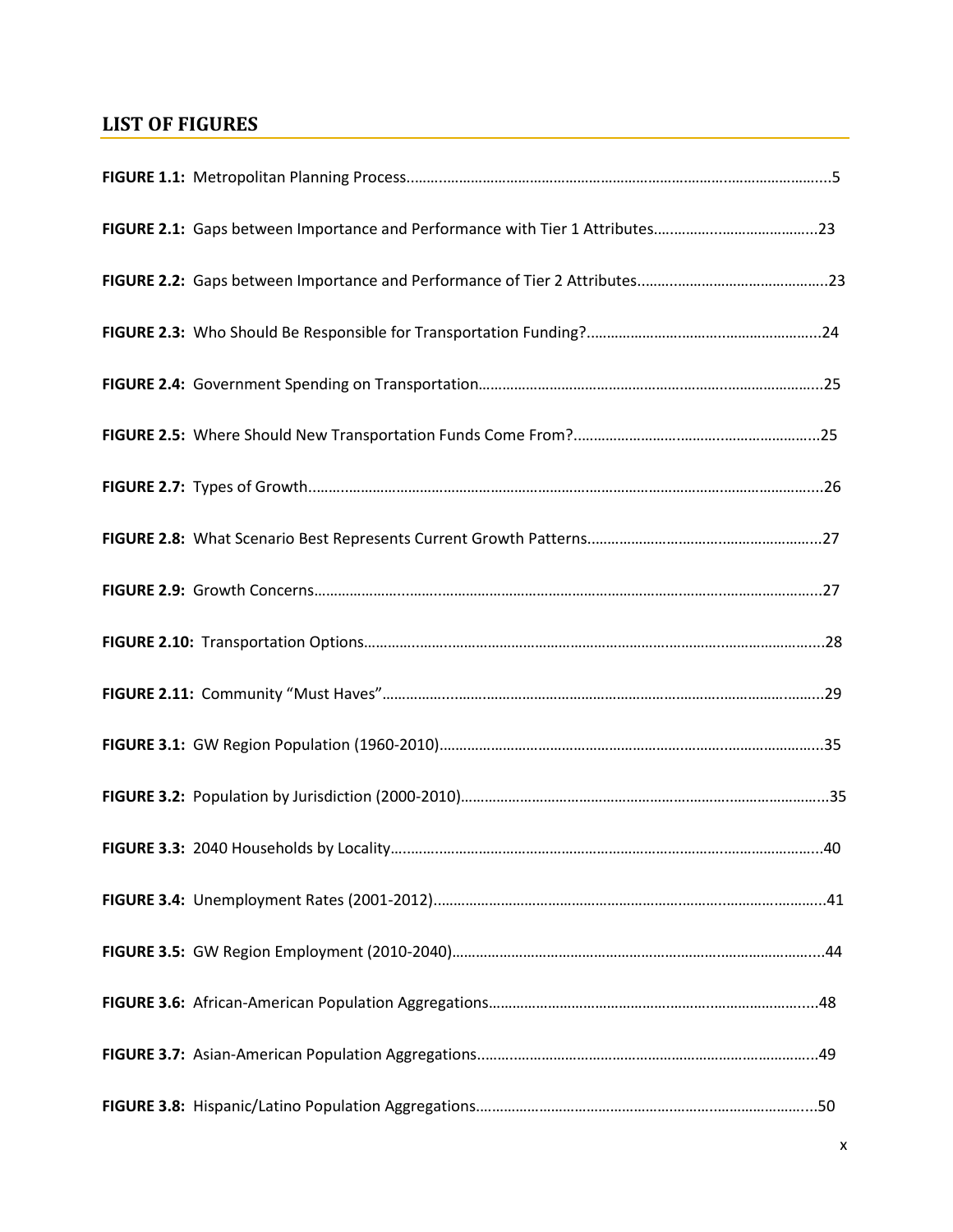## LIST OF FIGURES

**FIGURE 1.1:** Metropolitan Planning Process.........................................................................5

**FIGURE 2.1:** Gaps between Importance and Performance with Tier 1 Attributes...........................23

**FIGURE 2.2:** Gaps between Importance and Performance of Tier 2 Attributes.................................23

**FIGURE 2.3:** Who Should Be Responsible for Transportation Funding?............................................24

**FIGURE 2.4:** Government Spending on Transportation.......................................................................25

**FIGURE 2.5:** Where Should New Transportation Funds Come From?..................................................25

**FIGURE 2.7:** Types of Growth..................................................................................................26

**FIGURE 2.8:** What Scenario Best Represents Current Growth Patterns.............................................27

**FIGURE 2.9:** Growth Concerns..................................................................................................27

**FIGURE 2.10:** Transportation Options.........................................................................................28

**FIGURE 2.11:** Community "Must Haves".......................................................................................29

**FIGURE 3.1:** GW Region Population (1960-2010)............................................................................35

**FIGURE 3.2:** Population by Jurisdiction (2000-2010).......................................................................35

**FIGURE 3.3:** 2040 Households by Locality....................................................................................40

**FIGURE 3.4:** Unemployment Rates (2001-2012)...............................................................................41

**FIGURE 3.5:** GW Region Employment (2010-2040)............................................................................44

**FIGURE 3.6:** African-American Population Aggregations.................................................................48

**FIGURE 3.7:** Asian-American Population Aggregations.....................................................................49

**FIGURE 3.8:** Hispanic/Latino Population Aggregations...................................................................50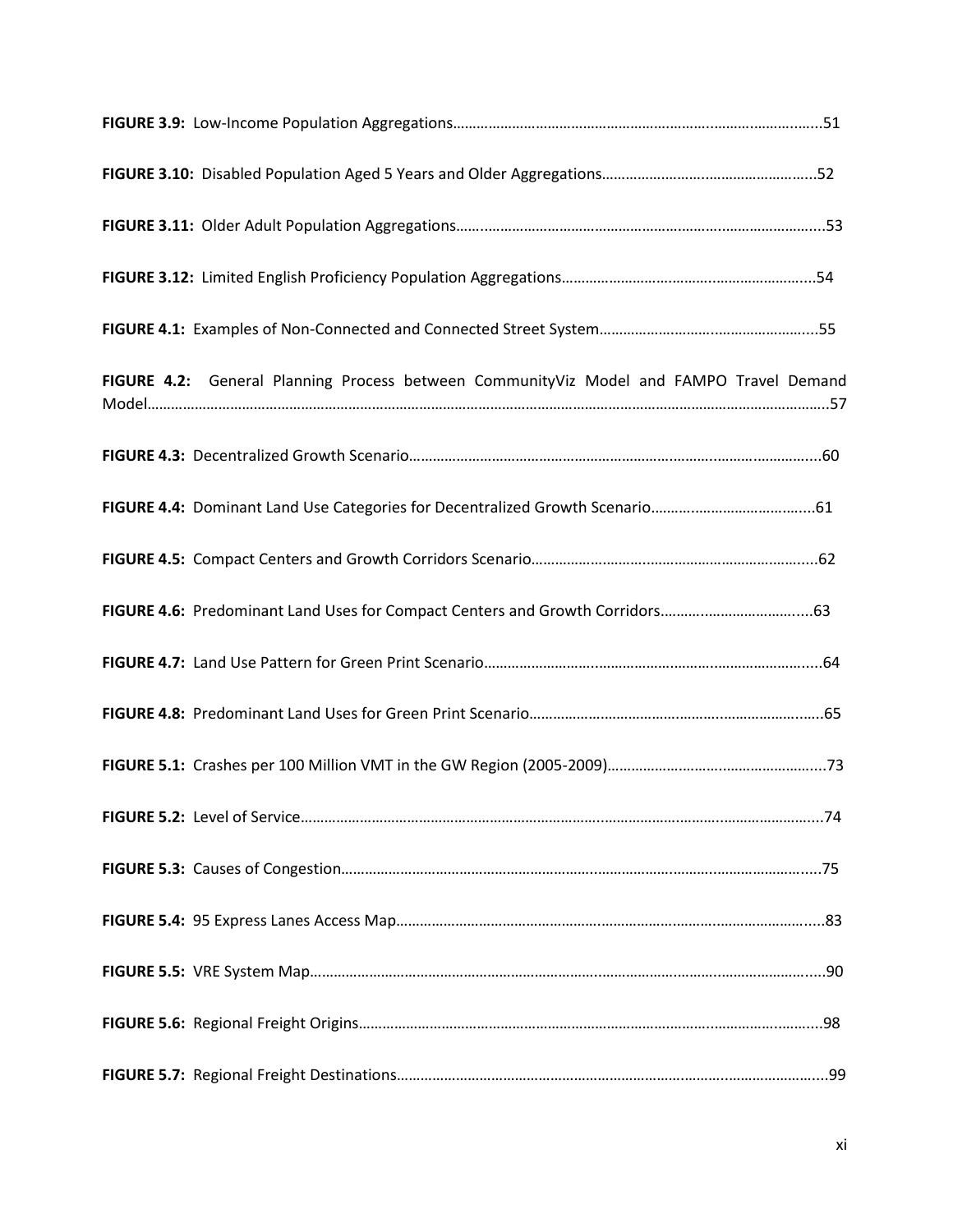**FIGURE 3.9:** Low-Income Population Aggregations………………………………………………………………………………..51

**FIGURE 3.10:** Disabled Population Aged 5 Years and Older Aggregations………………………………………………..52

**FIGURE 3.11:** Older Adult Population Aggregations………………………………………………………………………………..53

**FIGURE 3.12:** Limited English Proficiency Population Aggregations…………………………………………………………54

**FIGURE 4.1:** Examples of Non-Connected and Connected Street System……………………………………………….55

**FIGURE 4.2:** General Planning Process between CommunityViz Model and FAMPO Travel Demand Model…………………………………………………………………………………………………………………………………………..57

**FIGURE 4.3:** Decentralized Growth Scenario………………………………………………………………………………………..60

**FIGURE 4.4:** Dominant Land Use Categories for Decentralized Growth Scenario…………………………………..61

**FIGURE 4.5:** Compact Centers and Growth Corridors Scenario……………………………………………………………..62

**FIGURE 4.6:** Predominant Land Uses for Compact Centers and Growth Corridors………………………………..63

**FIGURE 4.7:** Land Use Pattern for Green Print Scenario………………………………………………………………………..64

**FIGURE 4.8:** Predominant Land Uses for Green Print Scenario……………………………………………………………..65

**FIGURE 5.1:** Crashes per 100 Million VMT in the GW Region (2005-2009)………………………………………………73

**FIGURE 5.2:** Level of Service……………………………………………………………………………………………………………...74

**FIGURE 5.3:** Causes of Congestion……………………………………………………………………………………………………..75

**FIGURE 5.4:** 95 Express Lanes Access Map…………………………………………………………………………………………..83

**FIGURE 5.5:** VRE System Map……………………………………………………………………………………………………………..90

**FIGURE 5.6:** Regional Freight Origins………………………………………………………………………………………………….98

**FIGURE 5.7:** Regional Freight Destinations…………………………………………………………………………………………..99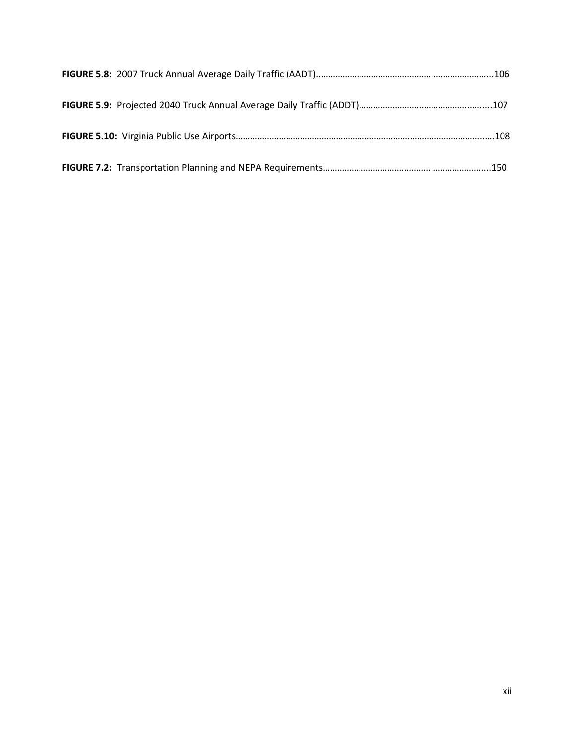**FIGURE 5.8:** 2007 Truck Annual Average Daily Traffic (AADT)...106

**FIGURE 5.9:** Projected 2040 Truck Annual Average Daily Traffic (ADDT)...107

**FIGURE 5.10:** Virginia Public Use Airports...108

**FIGURE 7.2:** Transportation Planning and NEPA Requirements...150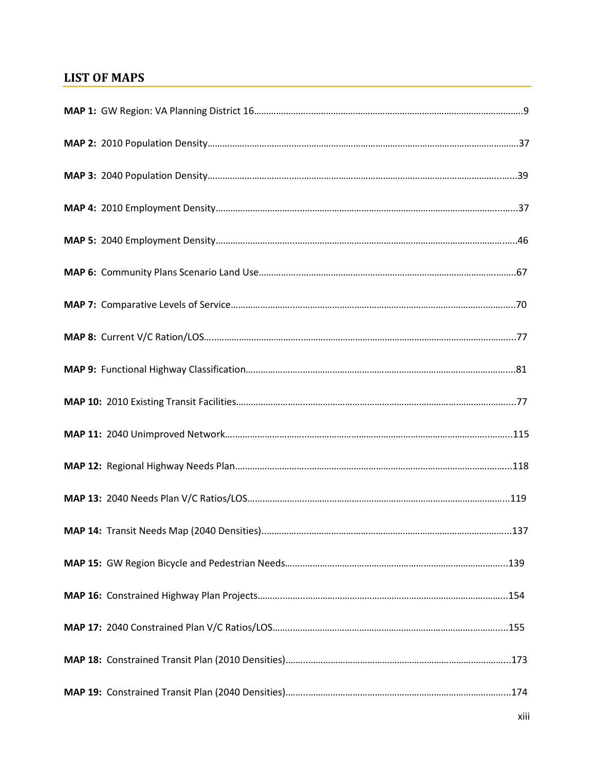## LIST OF MAPS

**MAP 1:** GW Region: VA Planning District 16……………………………………………………………………………………9

**MAP 2:** 2010 Population Density……………………………………………………………………………………………37

**MAP 3:** 2040 Population Density……………………………………………………………………………………………39

**MAP 4:** 2010 Employment Density…………………………………………………………………………………………37

**MAP 5:** 2040 Employment Density…………………………………………………………………………………………46

**MAP 6:** Community Plans Scenario Land Use………………………………………………………………………………67

**MAP 7:** Comparative Levels of Service……………………………………………………………………………………70

**MAP 8:** Current V/C Ration/LOS……………………………………………………………………………………………77

**MAP 9:** Functional Highway Classification…………………………………………………………………………………81

**MAP 10:** 2010 Existing Transit Facilities……………………………………………………………………………………77

**MAP 11:** 2040 Unimproved Network………………………………………………………………………………………115

**MAP 12:** Regional Highway Needs Plan……………………………………………………………………………………118

**MAP 13:** 2040 Needs Plan V/C Ratios/LOS………………………………………………………………………………119

**MAP 14:** Transit Needs Map (2040 Densities)……………………………………………………………………………137

**MAP 15:** GW Region Bicycle and Pedestrian Needs………………………………………………………………………139

**MAP 16:** Constrained Highway Plan Projects………………………………………………………………………………154

**MAP 17:** 2040 Constrained Plan V/C Ratios/LOS…………………………………………………………………………155

**MAP 18:** Constrained Transit Plan (2010 Densities)………………………………………………………………………173

**MAP 19:** Constrained Transit Plan (2040 Densities)………………………………………………………………………174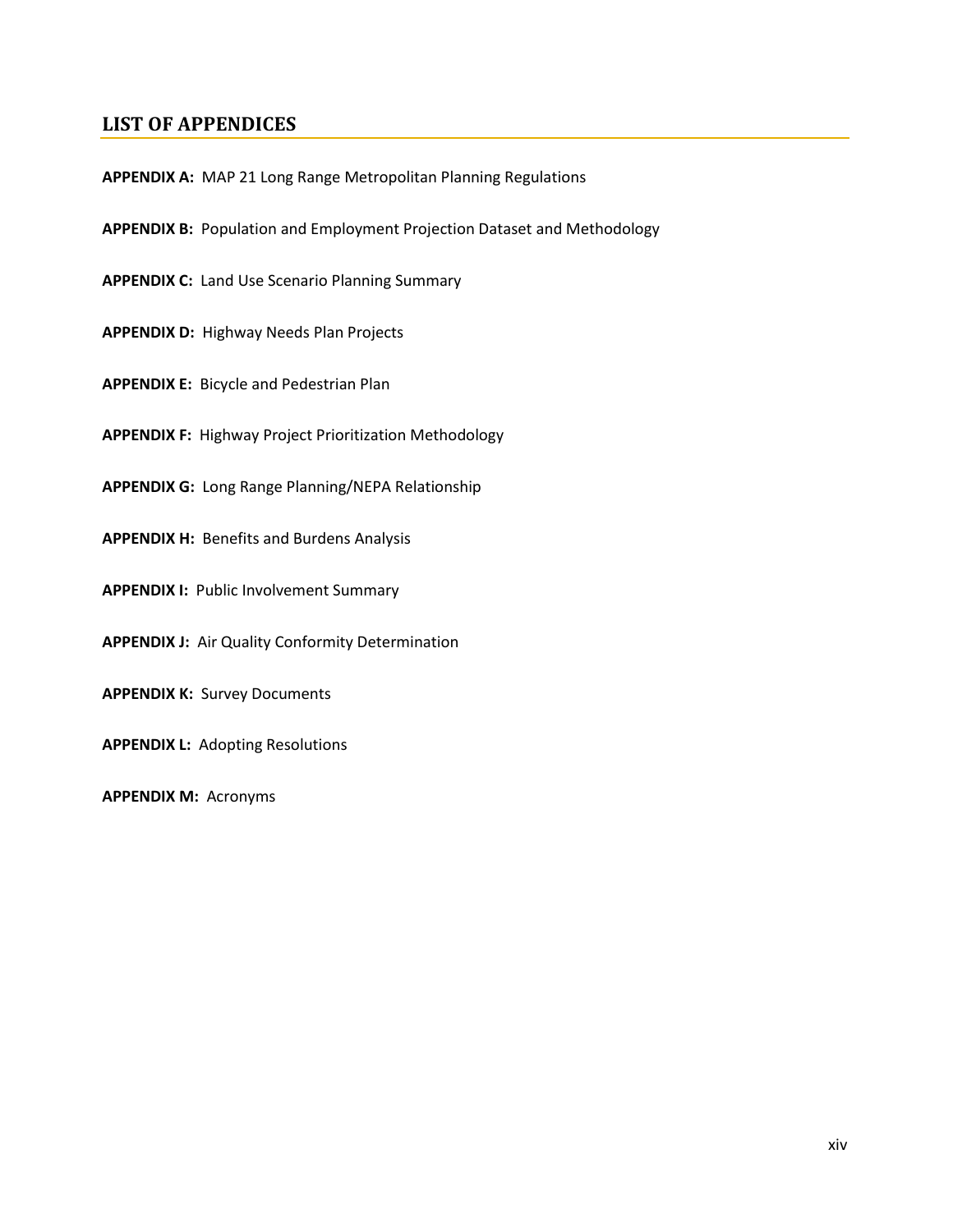## LIST OF APPENDICES

**APPENDIX A:** MAP 21 Long Range Metropolitan Planning Regulations

**APPENDIX B:** Population and Employment Projection Dataset and Methodology

**APPENDIX C:** Land Use Scenario Planning Summary

**APPENDIX D:** Highway Needs Plan Projects

**APPENDIX E:** Bicycle and Pedestrian Plan

**APPENDIX F:** Highway Project Prioritization Methodology

**APPENDIX G:** Long Range Planning/NEPA Relationship

**APPENDIX H:** Benefits and Burdens Analysis

**APPENDIX I:** Public Involvement Summary

**APPENDIX J:** Air Quality Conformity Determination

**APPENDIX K:** Survey Documents

**APPENDIX L:** Adopting Resolutions

**APPENDIX M:** Acronyms